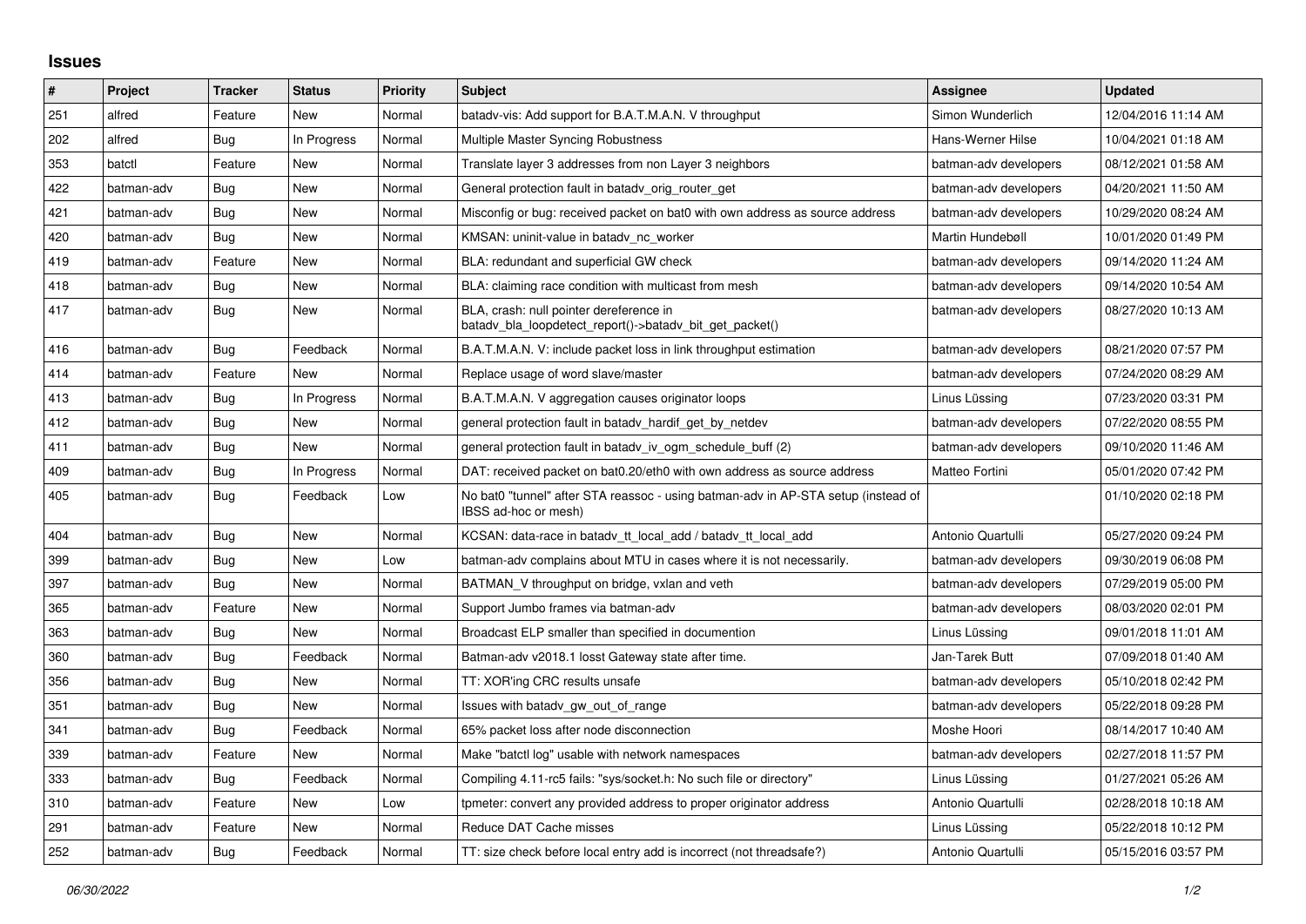## Issues

| # | Project | Tracker | Status | Priority | Subject | Assignee | Updated |
|---|---|---|---|---|---|---|---|
| 251 | alfred | Feature | New | Normal | batadv-vis: Add support for B.A.T.M.A.N. V throughput | Simon Wunderlich | 12/04/2016 11:14 AM |
| 202 | alfred | Bug | In Progress | Normal | Multiple Master Syncing Robustness | Hans-Werner Hilse | 10/04/2021 01:18 AM |
| 353 | batctl | Feature | New | Normal | Translate layer 3 addresses from non Layer 3 neighbors | batman-adv developers | 08/12/2021 01:58 AM |
| 422 | batman-adv | Bug | New | Normal | General protection fault in batadv_orig_router_get | batman-adv developers | 04/20/2021 11:50 AM |
| 421 | batman-adv | Bug | New | Normal | Misconfig or bug: received packet on bat0 with own address as source address | batman-adv developers | 10/29/2020 08:24 AM |
| 420 | batman-adv | Bug | New | Normal | KMSAN: uninit-value in batadv_nc_worker | Martin Hundebøll | 10/01/2020 01:49 PM |
| 419 | batman-adv | Feature | New | Normal | BLA: redundant and superficial GW check | batman-adv developers | 09/14/2020 11:24 AM |
| 418 | batman-adv | Bug | New | Normal | BLA: claiming race condition with multicast from mesh | batman-adv developers | 09/14/2020 10:54 AM |
| 417 | batman-adv | Bug | New | Normal | BLA, crash: null pointer dereference in batadv_bla_loopdetect_report()->batadv_bit_get_packet() | batman-adv developers | 08/27/2020 10:13 AM |
| 416 | batman-adv | Bug | Feedback | Normal | B.A.T.M.A.N. V: include packet loss in link throughput estimation | batman-adv developers | 08/21/2020 07:57 PM |
| 414 | batman-adv | Feature | New | Normal | Replace usage of word slave/master | batman-adv developers | 07/24/2020 08:29 AM |
| 413 | batman-adv | Bug | In Progress | Normal | B.A.T.M.A.N. V aggregation causes originator loops | Linus Lüssing | 07/23/2020 03:31 PM |
| 412 | batman-adv | Bug | New | Normal | general protection fault in batadv_hardif_get_by_netdev | batman-adv developers | 07/22/2020 08:55 PM |
| 411 | batman-adv | Bug | New | Normal | general protection fault in batadv_iv_ogm_schedule_buff (2) | batman-adv developers | 09/10/2020 11:46 AM |
| 409 | batman-adv | Bug | In Progress | Normal | DAT: received packet on bat0.20/eth0 with own address as source address | Matteo Fortini | 05/01/2020 07:42 PM |
| 405 | batman-adv | Bug | Feedback | Low | No bat0 "tunnel" after STA reassoc - using batman-adv in AP-STA setup (instead of IBSS ad-hoc or mesh) | | 01/10/2020 02:18 PM |
| 404 | batman-adv | Bug | New | Normal | KCSAN: data-race in batadv_tt_local_add / batadv_tt_local_add | Antonio Quartulli | 05/27/2020 09:24 PM |
| 399 | batman-adv | Bug | New | Low | batman-adv complains about MTU in cases where it is not necessarily. | batman-adv developers | 09/30/2019 06:08 PM |
| 397 | batman-adv | Bug | New | Normal | BATMAN_V throughput on bridge, vxlan and veth | batman-adv developers | 07/29/2019 05:00 PM |
| 365 | batman-adv | Feature | New | Normal | Support Jumbo frames via batman-adv | batman-adv developers | 08/03/2020 02:01 PM |
| 363 | batman-adv | Bug | New | Normal | Broadcast ELP smaller than specified in documention | Linus Lüssing | 09/01/2018 11:01 AM |
| 360 | batman-adv | Bug | Feedback | Normal | Batman-adv v2018.1 losst Gateway state after time. | Jan-Tarek Butt | 07/09/2018 01:40 AM |
| 356 | batman-adv | Bug | New | Normal | TT: XOR'ing CRC results unsafe | batman-adv developers | 05/10/2018 02:42 PM |
| 351 | batman-adv | Bug | New | Normal | Issues with batadv_gw_out_of_range | batman-adv developers | 05/22/2018 09:28 PM |
| 341 | batman-adv | Bug | Feedback | Normal | 65% packet loss after node disconnection | Moshe Hoori | 08/14/2017 10:40 AM |
| 339 | batman-adv | Feature | New | Normal | Make "batctl log" usable with network namespaces | batman-adv developers | 02/27/2018 11:57 PM |
| 333 | batman-adv | Bug | Feedback | Normal | Compiling 4.11-rc5 fails: "sys/socket.h: No such file or directory" | Linus Lüssing | 01/27/2021 05:26 AM |
| 310 | batman-adv | Feature | New | Low | tpmeter: convert any provided address to proper originator address | Antonio Quartulli | 02/28/2018 10:18 AM |
| 291 | batman-adv | Feature | New | Normal | Reduce DAT Cache misses | Linus Lüssing | 05/22/2018 10:12 PM |
| 252 | batman-adv | Bug | Feedback | Normal | TT: size check before local entry add is incorrect (not threadsafe?) | Antonio Quartulli | 05/15/2016 03:57 PM |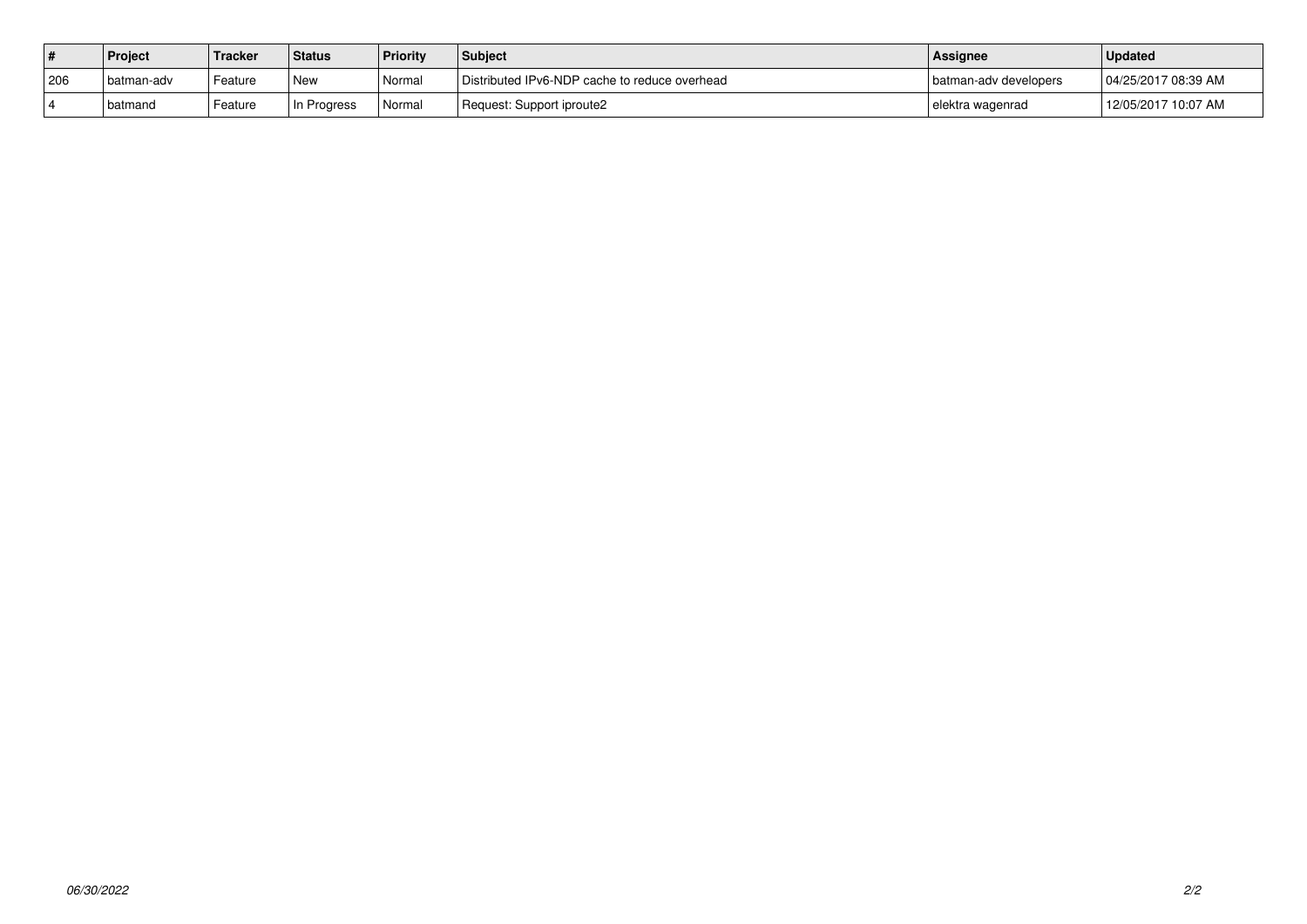| # | Project | Tracker | Status | Priority | Subject | Assignee | Updated |
|---|---|---|---|---|---|---|---|
| 206 | batman-adv | Feature | New | Normal | Distributed IPv6-NDP cache to reduce overhead | batman-adv developers | 04/25/2017 08:39 AM |
| 4 | batmand | Feature | In Progress | Normal | Request: Support iproute2 | elektra wagenrad | 12/05/2017 10:07 AM |